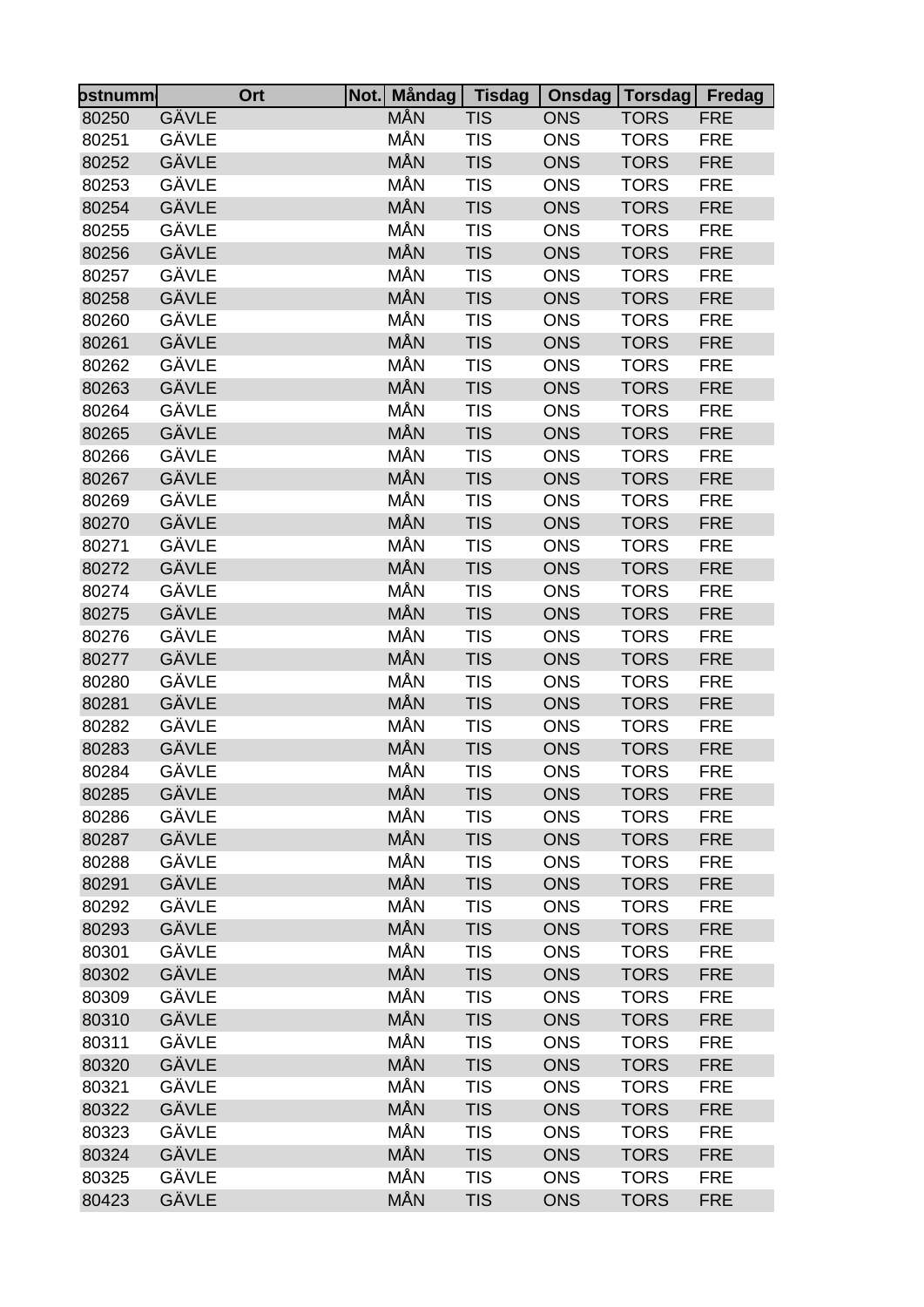| ostnumm | Ort | Not. | Måndag | Tisdag | Onsdag | Torsdag | Fredag |
|---|---|---|---|---|---|---|---|
| 80250 | GÄVLE | | MÅN | TIS | ONS | TORS | FRE |
| 80251 | GÄVLE | | MÅN | TIS | ONS | TORS | FRE |
| 80252 | GÄVLE | | MÅN | TIS | ONS | TORS | FRE |
| 80253 | GÄVLE | | MÅN | TIS | ONS | TORS | FRE |
| 80254 | GÄVLE | | MÅN | TIS | ONS | TORS | FRE |
| 80255 | GÄVLE | | MÅN | TIS | ONS | TORS | FRE |
| 80256 | GÄVLE | | MÅN | TIS | ONS | TORS | FRE |
| 80257 | GÄVLE | | MÅN | TIS | ONS | TORS | FRE |
| 80258 | GÄVLE | | MÅN | TIS | ONS | TORS | FRE |
| 80260 | GÄVLE | | MÅN | TIS | ONS | TORS | FRE |
| 80261 | GÄVLE | | MÅN | TIS | ONS | TORS | FRE |
| 80262 | GÄVLE | | MÅN | TIS | ONS | TORS | FRE |
| 80263 | GÄVLE | | MÅN | TIS | ONS | TORS | FRE |
| 80264 | GÄVLE | | MÅN | TIS | ONS | TORS | FRE |
| 80265 | GÄVLE | | MÅN | TIS | ONS | TORS | FRE |
| 80266 | GÄVLE | | MÅN | TIS | ONS | TORS | FRE |
| 80267 | GÄVLE | | MÅN | TIS | ONS | TORS | FRE |
| 80269 | GÄVLE | | MÅN | TIS | ONS | TORS | FRE |
| 80270 | GÄVLE | | MÅN | TIS | ONS | TORS | FRE |
| 80271 | GÄVLE | | MÅN | TIS | ONS | TORS | FRE |
| 80272 | GÄVLE | | MÅN | TIS | ONS | TORS | FRE |
| 80274 | GÄVLE | | MÅN | TIS | ONS | TORS | FRE |
| 80275 | GÄVLE | | MÅN | TIS | ONS | TORS | FRE |
| 80276 | GÄVLE | | MÅN | TIS | ONS | TORS | FRE |
| 80277 | GÄVLE | | MÅN | TIS | ONS | TORS | FRE |
| 80280 | GÄVLE | | MÅN | TIS | ONS | TORS | FRE |
| 80281 | GÄVLE | | MÅN | TIS | ONS | TORS | FRE |
| 80282 | GÄVLE | | MÅN | TIS | ONS | TORS | FRE |
| 80283 | GÄVLE | | MÅN | TIS | ONS | TORS | FRE |
| 80284 | GÄVLE | | MÅN | TIS | ONS | TORS | FRE |
| 80285 | GÄVLE | | MÅN | TIS | ONS | TORS | FRE |
| 80286 | GÄVLE | | MÅN | TIS | ONS | TORS | FRE |
| 80287 | GÄVLE | | MÅN | TIS | ONS | TORS | FRE |
| 80288 | GÄVLE | | MÅN | TIS | ONS | TORS | FRE |
| 80291 | GÄVLE | | MÅN | TIS | ONS | TORS | FRE |
| 80292 | GÄVLE | | MÅN | TIS | ONS | TORS | FRE |
| 80293 | GÄVLE | | MÅN | TIS | ONS | TORS | FRE |
| 80301 | GÄVLE | | MÅN | TIS | ONS | TORS | FRE |
| 80302 | GÄVLE | | MÅN | TIS | ONS | TORS | FRE |
| 80309 | GÄVLE | | MÅN | TIS | ONS | TORS | FRE |
| 80310 | GÄVLE | | MÅN | TIS | ONS | TORS | FRE |
| 80311 | GÄVLE | | MÅN | TIS | ONS | TORS | FRE |
| 80320 | GÄVLE | | MÅN | TIS | ONS | TORS | FRE |
| 80321 | GÄVLE | | MÅN | TIS | ONS | TORS | FRE |
| 80322 | GÄVLE | | MÅN | TIS | ONS | TORS | FRE |
| 80323 | GÄVLE | | MÅN | TIS | ONS | TORS | FRE |
| 80324 | GÄVLE | | MÅN | TIS | ONS | TORS | FRE |
| 80325 | GÄVLE | | MÅN | TIS | ONS | TORS | FRE |
| 80423 | GÄVLE | | MÅN | TIS | ONS | TORS | FRE |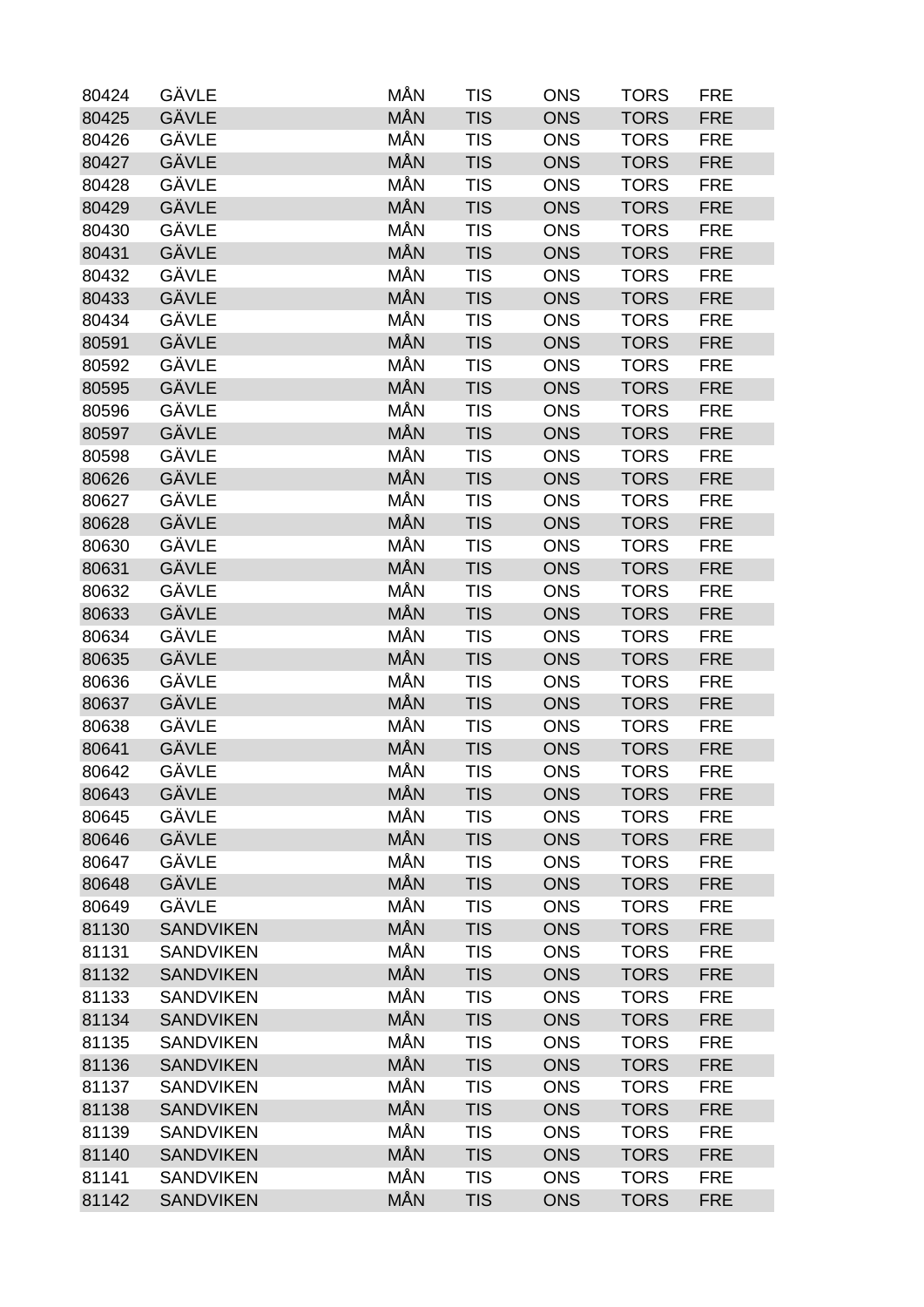| 80424 | GÄVLE | MÅN | TIS | ONS | TORS | FRE |
|---|---|---|---|---|---|---|
| 80425 | GÄVLE | MÅN | TIS | ONS | TORS | FRE |
| 80426 | GÄVLE | MÅN | TIS | ONS | TORS | FRE |
| 80427 | GÄVLE | MÅN | TIS | ONS | TORS | FRE |
| 80428 | GÄVLE | MÅN | TIS | ONS | TORS | FRE |
| 80429 | GÄVLE | MÅN | TIS | ONS | TORS | FRE |
| 80430 | GÄVLE | MÅN | TIS | ONS | TORS | FRE |
| 80431 | GÄVLE | MÅN | TIS | ONS | TORS | FRE |
| 80432 | GÄVLE | MÅN | TIS | ONS | TORS | FRE |
| 80433 | GÄVLE | MÅN | TIS | ONS | TORS | FRE |
| 80434 | GÄVLE | MÅN | TIS | ONS | TORS | FRE |
| 80591 | GÄVLE | MÅN | TIS | ONS | TORS | FRE |
| 80592 | GÄVLE | MÅN | TIS | ONS | TORS | FRE |
| 80595 | GÄVLE | MÅN | TIS | ONS | TORS | FRE |
| 80596 | GÄVLE | MÅN | TIS | ONS | TORS | FRE |
| 80597 | GÄVLE | MÅN | TIS | ONS | TORS | FRE |
| 80598 | GÄVLE | MÅN | TIS | ONS | TORS | FRE |
| 80626 | GÄVLE | MÅN | TIS | ONS | TORS | FRE |
| 80627 | GÄVLE | MÅN | TIS | ONS | TORS | FRE |
| 80628 | GÄVLE | MÅN | TIS | ONS | TORS | FRE |
| 80630 | GÄVLE | MÅN | TIS | ONS | TORS | FRE |
| 80631 | GÄVLE | MÅN | TIS | ONS | TORS | FRE |
| 80632 | GÄVLE | MÅN | TIS | ONS | TORS | FRE |
| 80633 | GÄVLE | MÅN | TIS | ONS | TORS | FRE |
| 80634 | GÄVLE | MÅN | TIS | ONS | TORS | FRE |
| 80635 | GÄVLE | MÅN | TIS | ONS | TORS | FRE |
| 80636 | GÄVLE | MÅN | TIS | ONS | TORS | FRE |
| 80637 | GÄVLE | MÅN | TIS | ONS | TORS | FRE |
| 80638 | GÄVLE | MÅN | TIS | ONS | TORS | FRE |
| 80641 | GÄVLE | MÅN | TIS | ONS | TORS | FRE |
| 80642 | GÄVLE | MÅN | TIS | ONS | TORS | FRE |
| 80643 | GÄVLE | MÅN | TIS | ONS | TORS | FRE |
| 80645 | GÄVLE | MÅN | TIS | ONS | TORS | FRE |
| 80646 | GÄVLE | MÅN | TIS | ONS | TORS | FRE |
| 80647 | GÄVLE | MÅN | TIS | ONS | TORS | FRE |
| 80648 | GÄVLE | MÅN | TIS | ONS | TORS | FRE |
| 80649 | GÄVLE | MÅN | TIS | ONS | TORS | FRE |
| 81130 | SANDVIKEN | MÅN | TIS | ONS | TORS | FRE |
| 81131 | SANDVIKEN | MÅN | TIS | ONS | TORS | FRE |
| 81132 | SANDVIKEN | MÅN | TIS | ONS | TORS | FRE |
| 81133 | SANDVIKEN | MÅN | TIS | ONS | TORS | FRE |
| 81134 | SANDVIKEN | MÅN | TIS | ONS | TORS | FRE |
| 81135 | SANDVIKEN | MÅN | TIS | ONS | TORS | FRE |
| 81136 | SANDVIKEN | MÅN | TIS | ONS | TORS | FRE |
| 81137 | SANDVIKEN | MÅN | TIS | ONS | TORS | FRE |
| 81138 | SANDVIKEN | MÅN | TIS | ONS | TORS | FRE |
| 81139 | SANDVIKEN | MÅN | TIS | ONS | TORS | FRE |
| 81140 | SANDVIKEN | MÅN | TIS | ONS | TORS | FRE |
| 81141 | SANDVIKEN | MÅN | TIS | ONS | TORS | FRE |
| 81142 | SANDVIKEN | MÅN | TIS | ONS | TORS | FRE |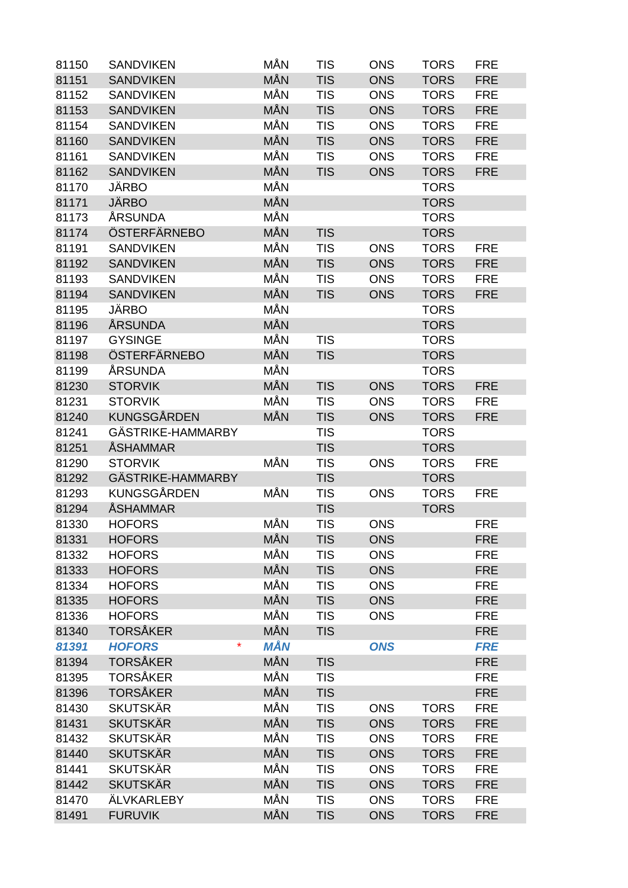| | | | | | | |
|---|---|---|---|---|---|---|
| 81150 | SANDVIKEN | MÅN | TIS | ONS | TORS | FRE |
| 81151 | SANDVIKEN | MÅN | TIS | ONS | TORS | FRE |
| 81152 | SANDVIKEN | MÅN | TIS | ONS | TORS | FRE |
| 81153 | SANDVIKEN | MÅN | TIS | ONS | TORS | FRE |
| 81154 | SANDVIKEN | MÅN | TIS | ONS | TORS | FRE |
| 81160 | SANDVIKEN | MÅN | TIS | ONS | TORS | FRE |
| 81161 | SANDVIKEN | MÅN | TIS | ONS | TORS | FRE |
| 81162 | SANDVIKEN | MÅN | TIS | ONS | TORS | FRE |
| 81170 | JÄRBO | MÅN | | | TORS | |
| 81171 | JÄRBO | MÅN | | | TORS | |
| 81173 | ÅRSUNDA | MÅN | | | TORS | |
| 81174 | ÖSTERFÄRNEBO | MÅN | TIS | | TORS | |
| 81191 | SANDVIKEN | MÅN | TIS | ONS | TORS | FRE |
| 81192 | SANDVIKEN | MÅN | TIS | ONS | TORS | FRE |
| 81193 | SANDVIKEN | MÅN | TIS | ONS | TORS | FRE |
| 81194 | SANDVIKEN | MÅN | TIS | ONS | TORS | FRE |
| 81195 | JÄRBO | MÅN | | | TORS | |
| 81196 | ÅRSUNDA | MÅN | | | TORS | |
| 81197 | GYSINGE | MÅN | TIS | | TORS | |
| 81198 | ÖSTERFÄRNEBO | MÅN | TIS | | TORS | |
| 81199 | ÅRSUNDA | MÅN | | | TORS | |
| 81230 | STORVIK | MÅN | TIS | ONS | TORS | FRE |
| 81231 | STORVIK | MÅN | TIS | ONS | TORS | FRE |
| 81240 | KUNGSGÅRDEN | MÅN | TIS | ONS | TORS | FRE |
| 81241 | GÄSTRIKE-HAMMARBY | | TIS | | TORS | |
| 81251 | ÅSHAMMAR | | TIS | | TORS | |
| 81290 | STORVIK | MÅN | TIS | ONS | TORS | FRE |
| 81292 | GÄSTRIKE-HAMMARBY | | TIS | | TORS | |
| 81293 | KUNGSGÅRDEN | MÅN | TIS | ONS | TORS | FRE |
| 81294 | ÅSHAMMAR | | TIS | | TORS | |
| 81330 | HOFORS | MÅN | TIS | ONS | | FRE |
| 81331 | HOFORS | MÅN | TIS | ONS | | FRE |
| 81332 | HOFORS | MÅN | TIS | ONS | | FRE |
| 81333 | HOFORS | MÅN | TIS | ONS | | FRE |
| 81334 | HOFORS | MÅN | TIS | ONS | | FRE |
| 81335 | HOFORS | MÅN | TIS | ONS | | FRE |
| 81336 | HOFORS | MÅN | TIS | ONS | | FRE |
| 81340 | TORSÅKER | MÅN | TIS | | | FRE |
| ***81391*** | ***HOFORS*** * | ***MÅN*** | | ***ONS*** | | ***FRE*** |
| 81394 | TORSÅKER | MÅN | TIS | | | FRE |
| 81395 | TORSÅKER | MÅN | TIS | | | FRE |
| 81396 | TORSÅKER | MÅN | TIS | | | FRE |
| 81430 | SKUTSKÄR | MÅN | TIS | ONS | TORS | FRE |
| 81431 | SKUTSKÄR | MÅN | TIS | ONS | TORS | FRE |
| 81432 | SKUTSKÄR | MÅN | TIS | ONS | TORS | FRE |
| 81440 | SKUTSKÄR | MÅN | TIS | ONS | TORS | FRE |
| 81441 | SKUTSKÄR | MÅN | TIS | ONS | TORS | FRE |
| 81442 | SKUTSKÄR | MÅN | TIS | ONS | TORS | FRE |
| 81470 | ÄLVKARLEBY | MÅN | TIS | ONS | TORS | FRE |
| 81491 | FURUVIK | MÅN | TIS | ONS | TORS | FRE |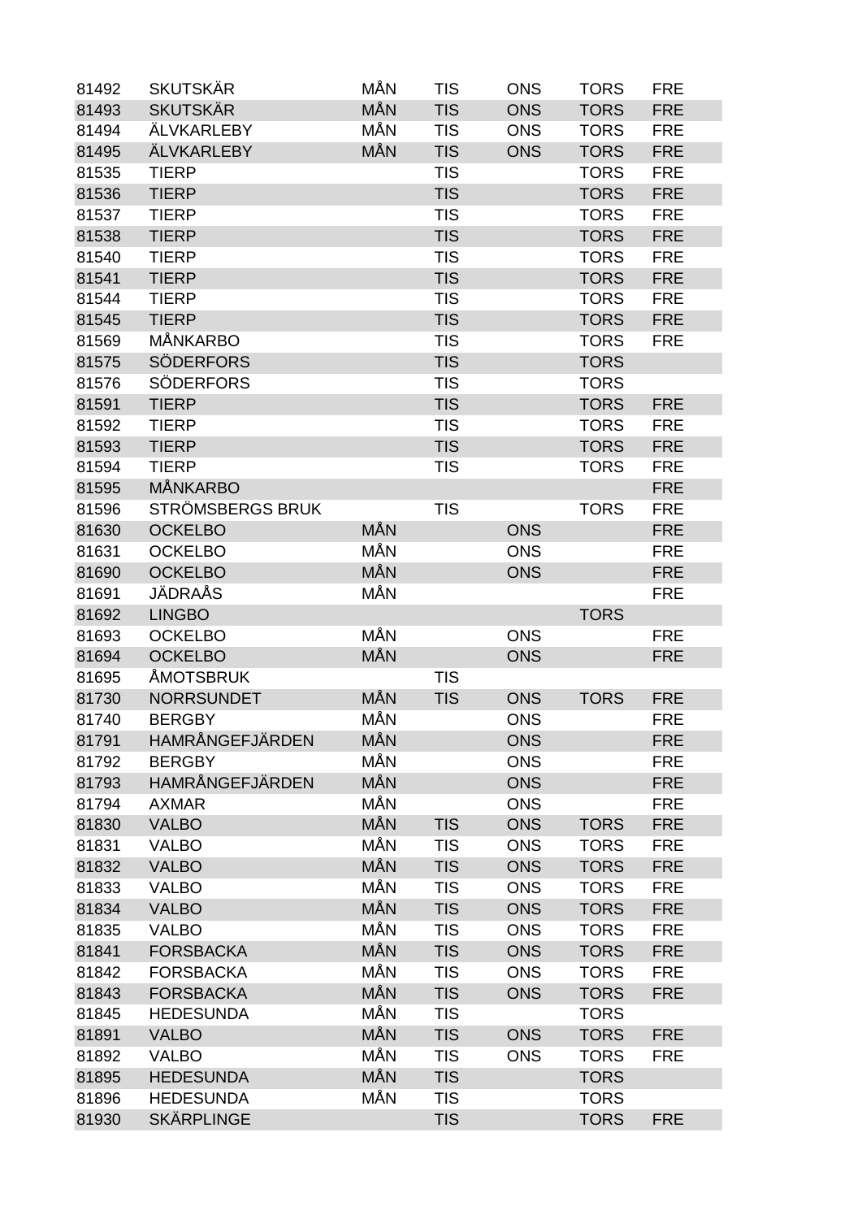| | | | | | | |
|---|---|---|---|---|---|---|
| 81492 | SKUTSKÄR | MÅN | TIS | ONS | TORS | FRE |
| 81493 | SKUTSKÄR | MÅN | TIS | ONS | TORS | FRE |
| 81494 | ÄLVKARLEBY | MÅN | TIS | ONS | TORS | FRE |
| 81495 | ÄLVKARLEBY | MÅN | TIS | ONS | TORS | FRE |
| 81535 | TIERP | | TIS | | TORS | FRE |
| 81536 | TIERP | | TIS | | TORS | FRE |
| 81537 | TIERP | | TIS | | TORS | FRE |
| 81538 | TIERP | | TIS | | TORS | FRE |
| 81540 | TIERP | | TIS | | TORS | FRE |
| 81541 | TIERP | | TIS | | TORS | FRE |
| 81544 | TIERP | | TIS | | TORS | FRE |
| 81545 | TIERP | | TIS | | TORS | FRE |
| 81569 | MÅNKARBO | | TIS | | TORS | FRE |
| 81575 | SÖDERFORS | | TIS | | TORS | |
| 81576 | SÖDERFORS | | TIS | | TORS | |
| 81591 | TIERP | | TIS | | TORS | FRE |
| 81592 | TIERP | | TIS | | TORS | FRE |
| 81593 | TIERP | | TIS | | TORS | FRE |
| 81594 | TIERP | | TIS | | TORS | FRE |
| 81595 | MÅNKARBO | | | | | FRE |
| 81596 | STRÖMSBERGS BRUK | | TIS | | TORS | FRE |
| 81630 | OCKELBO | MÅN | | ONS | | FRE |
| 81631 | OCKELBO | MÅN | | ONS | | FRE |
| 81690 | OCKELBO | MÅN | | ONS | | FRE |
| 81691 | JÄDRAÅS | MÅN | | | | FRE |
| 81692 | LINGBO | | | | TORS | |
| 81693 | OCKELBO | MÅN | | ONS | | FRE |
| 81694 | OCKELBO | MÅN | | ONS | | FRE |
| 81695 | ÅMOTSBRUK | | TIS | | | |
| 81730 | NORRSUNDET | MÅN | TIS | ONS | TORS | FRE |
| 81740 | BERGBY | MÅN | | ONS | | FRE |
| 81791 | HAMRÅNGEFJÄRDEN | MÅN | | ONS | | FRE |
| 81792 | BERGBY | MÅN | | ONS | | FRE |
| 81793 | HAMRÅNGEFJÄRDEN | MÅN | | ONS | | FRE |
| 81794 | AXMAR | MÅN | | ONS | | FRE |
| 81830 | VALBO | MÅN | TIS | ONS | TORS | FRE |
| 81831 | VALBO | MÅN | TIS | ONS | TORS | FRE |
| 81832 | VALBO | MÅN | TIS | ONS | TORS | FRE |
| 81833 | VALBO | MÅN | TIS | ONS | TORS | FRE |
| 81834 | VALBO | MÅN | TIS | ONS | TORS | FRE |
| 81835 | VALBO | MÅN | TIS | ONS | TORS | FRE |
| 81841 | FORSBACKA | MÅN | TIS | ONS | TORS | FRE |
| 81842 | FORSBACKA | MÅN | TIS | ONS | TORS | FRE |
| 81843 | FORSBACKA | MÅN | TIS | ONS | TORS | FRE |
| 81845 | HEDESUNDA | MÅN | TIS | | TORS | |
| 81891 | VALBO | MÅN | TIS | ONS | TORS | FRE |
| 81892 | VALBO | MÅN | TIS | ONS | TORS | FRE |
| 81895 | HEDESUNDA | MÅN | TIS | | TORS | |
| 81896 | HEDESUNDA | MÅN | TIS | | TORS | |
| 81930 | SKÄRPLINGE | | TIS | | TORS | FRE |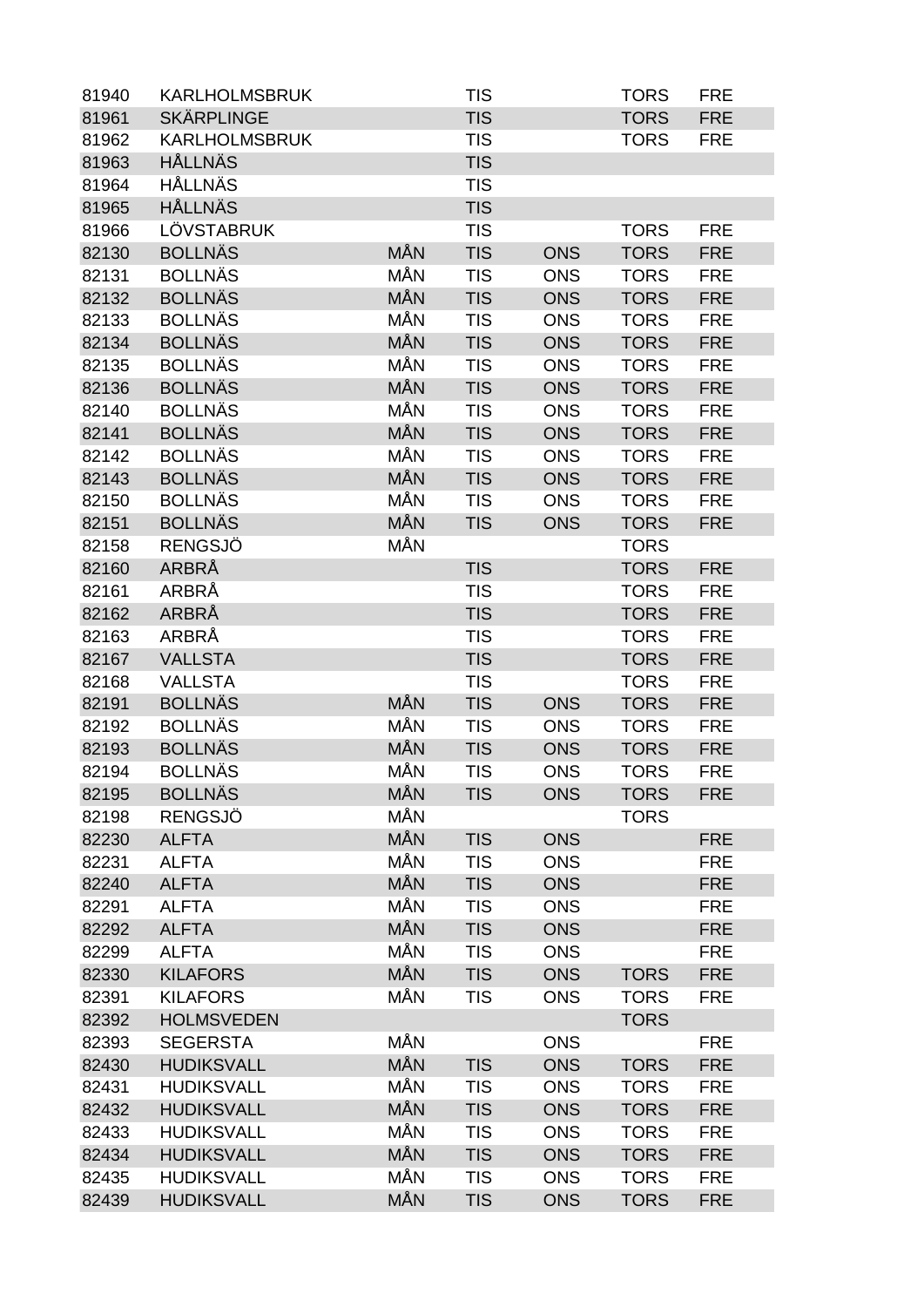| | | | | | | |
|---|---|---|---|---|---|---|
| 81940 | KARLHOLMSBRUK | | TIS | | TORS | FRE |
| 81961 | SKÄRPLINGE | | TIS | | TORS | FRE |
| 81962 | KARLHOLMSBRUK | | TIS | | TORS | FRE |
| 81963 | HÅLLNÄS | | TIS | | | |
| 81964 | HÅLLNÄS | | TIS | | | |
| 81965 | HÅLLNÄS | | TIS | | | |
| 81966 | LÖVSTABRUK | | TIS | | TORS | FRE |
| 82130 | BOLLNÄS | MÅN | TIS | ONS | TORS | FRE |
| 82131 | BOLLNÄS | MÅN | TIS | ONS | TORS | FRE |
| 82132 | BOLLNÄS | MÅN | TIS | ONS | TORS | FRE |
| 82133 | BOLLNÄS | MÅN | TIS | ONS | TORS | FRE |
| 82134 | BOLLNÄS | MÅN | TIS | ONS | TORS | FRE |
| 82135 | BOLLNÄS | MÅN | TIS | ONS | TORS | FRE |
| 82136 | BOLLNÄS | MÅN | TIS | ONS | TORS | FRE |
| 82140 | BOLLNÄS | MÅN | TIS | ONS | TORS | FRE |
| 82141 | BOLLNÄS | MÅN | TIS | ONS | TORS | FRE |
| 82142 | BOLLNÄS | MÅN | TIS | ONS | TORS | FRE |
| 82143 | BOLLNÄS | MÅN | TIS | ONS | TORS | FRE |
| 82150 | BOLLNÄS | MÅN | TIS | ONS | TORS | FRE |
| 82151 | BOLLNÄS | MÅN | TIS | ONS | TORS | FRE |
| 82158 | RENGSJÖ | MÅN | | | TORS | |
| 82160 | ARBRÅ | | TIS | | TORS | FRE |
| 82161 | ARBRÅ | | TIS | | TORS | FRE |
| 82162 | ARBRÅ | | TIS | | TORS | FRE |
| 82163 | ARBRÅ | | TIS | | TORS | FRE |
| 82167 | VALLSTA | | TIS | | TORS | FRE |
| 82168 | VALLSTA | | TIS | | TORS | FRE |
| 82191 | BOLLNÄS | MÅN | TIS | ONS | TORS | FRE |
| 82192 | BOLLNÄS | MÅN | TIS | ONS | TORS | FRE |
| 82193 | BOLLNÄS | MÅN | TIS | ONS | TORS | FRE |
| 82194 | BOLLNÄS | MÅN | TIS | ONS | TORS | FRE |
| 82195 | BOLLNÄS | MÅN | TIS | ONS | TORS | FRE |
| 82198 | RENGSJÖ | MÅN | | | TORS | |
| 82230 | ALFTA | MÅN | TIS | ONS | | FRE |
| 82231 | ALFTA | MÅN | TIS | ONS | | FRE |
| 82240 | ALFTA | MÅN | TIS | ONS | | FRE |
| 82291 | ALFTA | MÅN | TIS | ONS | | FRE |
| 82292 | ALFTA | MÅN | TIS | ONS | | FRE |
| 82299 | ALFTA | MÅN | TIS | ONS | | FRE |
| 82330 | KILAFORS | MÅN | TIS | ONS | TORS | FRE |
| 82391 | KILAFORS | MÅN | TIS | ONS | TORS | FRE |
| 82392 | HOLMSVEDEN | | | | TORS | |
| 82393 | SEGERSTA | MÅN | | ONS | | FRE |
| 82430 | HUDIKSVALL | MÅN | TIS | ONS | TORS | FRE |
| 82431 | HUDIKSVALL | MÅN | TIS | ONS | TORS | FRE |
| 82432 | HUDIKSVALL | MÅN | TIS | ONS | TORS | FRE |
| 82433 | HUDIKSVALL | MÅN | TIS | ONS | TORS | FRE |
| 82434 | HUDIKSVALL | MÅN | TIS | ONS | TORS | FRE |
| 82435 | HUDIKSVALL | MÅN | TIS | ONS | TORS | FRE |
| 82439 | HUDIKSVALL | MÅN | TIS | ONS | TORS | FRE |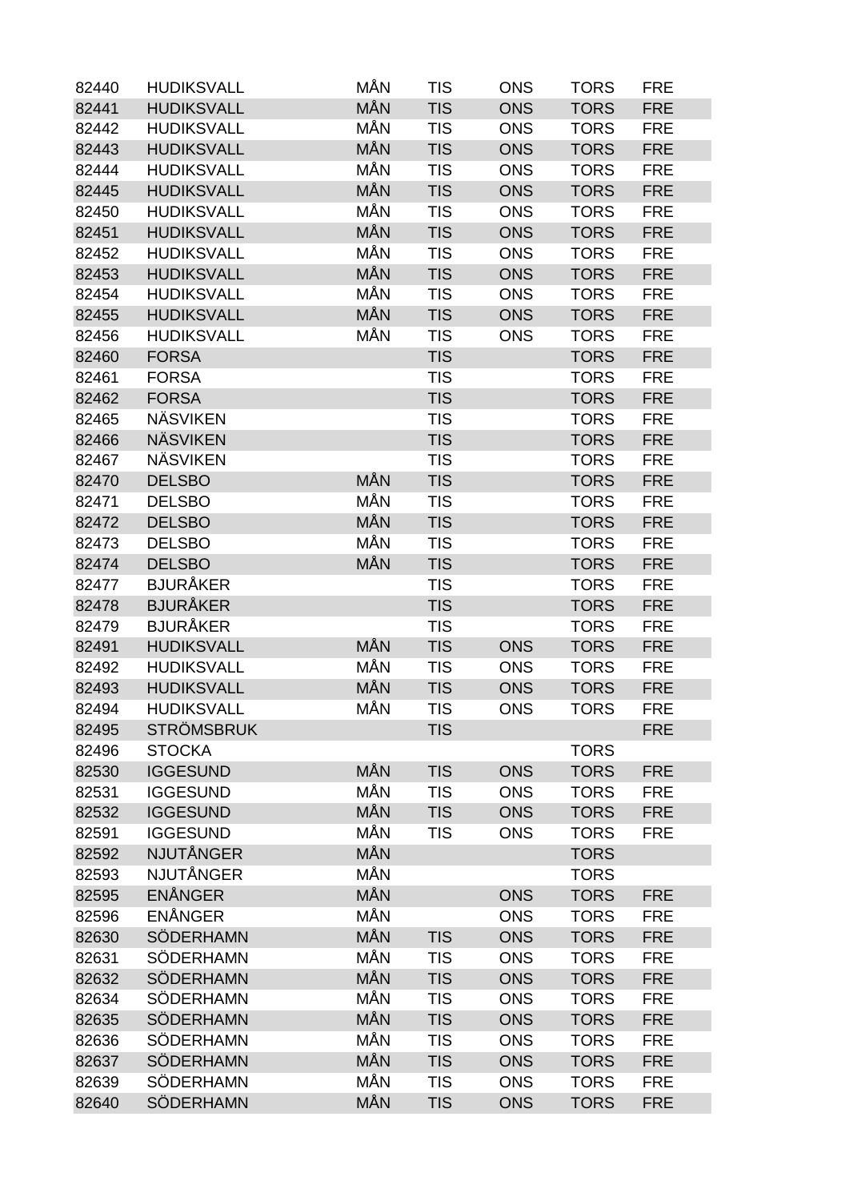| | | | | | | |
|---|---|---|---|---|---|---|
| 82440 | HUDIKSVALL | MÅN | TIS | ONS | TORS | FRE |
| 82441 | HUDIKSVALL | MÅN | TIS | ONS | TORS | FRE |
| 82442 | HUDIKSVALL | MÅN | TIS | ONS | TORS | FRE |
| 82443 | HUDIKSVALL | MÅN | TIS | ONS | TORS | FRE |
| 82444 | HUDIKSVALL | MÅN | TIS | ONS | TORS | FRE |
| 82445 | HUDIKSVALL | MÅN | TIS | ONS | TORS | FRE |
| 82450 | HUDIKSVALL | MÅN | TIS | ONS | TORS | FRE |
| 82451 | HUDIKSVALL | MÅN | TIS | ONS | TORS | FRE |
| 82452 | HUDIKSVALL | MÅN | TIS | ONS | TORS | FRE |
| 82453 | HUDIKSVALL | MÅN | TIS | ONS | TORS | FRE |
| 82454 | HUDIKSVALL | MÅN | TIS | ONS | TORS | FRE |
| 82455 | HUDIKSVALL | MÅN | TIS | ONS | TORS | FRE |
| 82456 | HUDIKSVALL | MÅN | TIS | ONS | TORS | FRE |
| 82460 | FORSA | | TIS | | TORS | FRE |
| 82461 | FORSA | | TIS | | TORS | FRE |
| 82462 | FORSA | | TIS | | TORS | FRE |
| 82465 | NÄSVIKEN | | TIS | | TORS | FRE |
| 82466 | NÄSVIKEN | | TIS | | TORS | FRE |
| 82467 | NÄSVIKEN | | TIS | | TORS | FRE |
| 82470 | DELSBO | MÅN | TIS | | TORS | FRE |
| 82471 | DELSBO | MÅN | TIS | | TORS | FRE |
| 82472 | DELSBO | MÅN | TIS | | TORS | FRE |
| 82473 | DELSBO | MÅN | TIS | | TORS | FRE |
| 82474 | DELSBO | MÅN | TIS | | TORS | FRE |
| 82477 | BJURÅKER | | TIS | | TORS | FRE |
| 82478 | BJURÅKER | | TIS | | TORS | FRE |
| 82479 | BJURÅKER | | TIS | | TORS | FRE |
| 82491 | HUDIKSVALL | MÅN | TIS | ONS | TORS | FRE |
| 82492 | HUDIKSVALL | MÅN | TIS | ONS | TORS | FRE |
| 82493 | HUDIKSVALL | MÅN | TIS | ONS | TORS | FRE |
| 82494 | HUDIKSVALL | MÅN | TIS | ONS | TORS | FRE |
| 82495 | STRÖMSBRUK | | TIS | | | FRE |
| 82496 | STOCKA | | | | TORS | |
| 82530 | IGGESUND | MÅN | TIS | ONS | TORS | FRE |
| 82531 | IGGESUND | MÅN | TIS | ONS | TORS | FRE |
| 82532 | IGGESUND | MÅN | TIS | ONS | TORS | FRE |
| 82591 | IGGESUND | MÅN | TIS | ONS | TORS | FRE |
| 82592 | NJUTÅNGER | MÅN | | | TORS | |
| 82593 | NJUTÅNGER | MÅN | | | TORS | |
| 82595 | ENÅNGER | MÅN | | ONS | TORS | FRE |
| 82596 | ENÅNGER | MÅN | | ONS | TORS | FRE |
| 82630 | SÖDERHAMN | MÅN | TIS | ONS | TORS | FRE |
| 82631 | SÖDERHAMN | MÅN | TIS | ONS | TORS | FRE |
| 82632 | SÖDERHAMN | MÅN | TIS | ONS | TORS | FRE |
| 82634 | SÖDERHAMN | MÅN | TIS | ONS | TORS | FRE |
| 82635 | SÖDERHAMN | MÅN | TIS | ONS | TORS | FRE |
| 82636 | SÖDERHAMN | MÅN | TIS | ONS | TORS | FRE |
| 82637 | SÖDERHAMN | MÅN | TIS | ONS | TORS | FRE |
| 82639 | SÖDERHAMN | MÅN | TIS | ONS | TORS | FRE |
| 82640 | SÖDERHAMN | MÅN | TIS | ONS | TORS | FRE |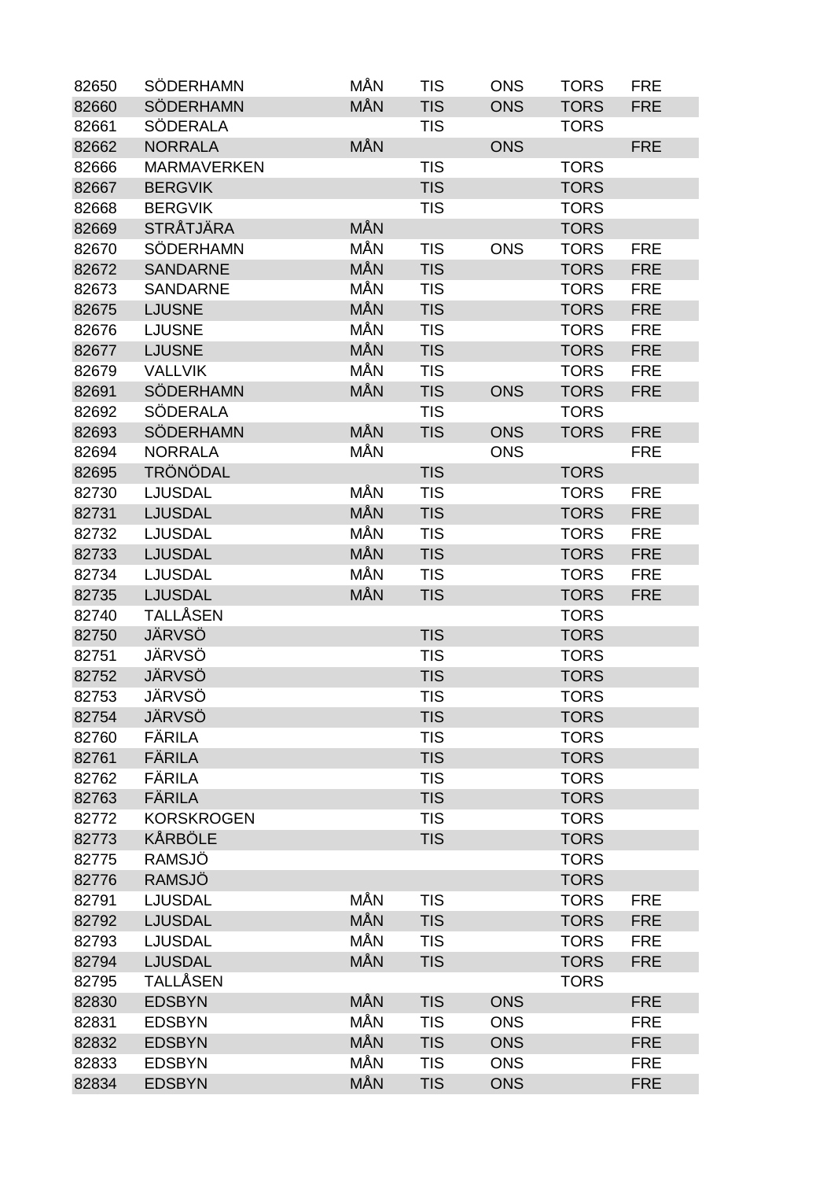| | | | | | | |
|---|---|---|---|---|---|---|
| 82650 | SÖDERHAMN | MÅN | TIS | ONS | TORS | FRE |
| 82660 | SÖDERHAMN | MÅN | TIS | ONS | TORS | FRE |
| 82661 | SÖDERALA | | TIS | | TORS | |
| 82662 | NORRALA | MÅN | | ONS | | FRE |
| 82666 | MARMAVERKEN | | TIS | | TORS | |
| 82667 | BERGVIK | | TIS | | TORS | |
| 82668 | BERGVIK | | TIS | | TORS | |
| 82669 | STRÅTJÄRA | MÅN | | | TORS | |
| 82670 | SÖDERHAMN | MÅN | TIS | ONS | TORS | FRE |
| 82672 | SANDARNE | MÅN | TIS | | TORS | FRE |
| 82673 | SANDARNE | MÅN | TIS | | TORS | FRE |
| 82675 | LJUSNE | MÅN | TIS | | TORS | FRE |
| 82676 | LJUSNE | MÅN | TIS | | TORS | FRE |
| 82677 | LJUSNE | MÅN | TIS | | TORS | FRE |
| 82679 | VALLVIK | MÅN | TIS | | TORS | FRE |
| 82691 | SÖDERHAMN | MÅN | TIS | ONS | TORS | FRE |
| 82692 | SÖDERALA | | TIS | | TORS | |
| 82693 | SÖDERHAMN | MÅN | TIS | ONS | TORS | FRE |
| 82694 | NORRALA | MÅN | | ONS | | FRE |
| 82695 | TRÖNÖDAL | | TIS | | TORS | |
| 82730 | LJUSDAL | MÅN | TIS | | TORS | FRE |
| 82731 | LJUSDAL | MÅN | TIS | | TORS | FRE |
| 82732 | LJUSDAL | MÅN | TIS | | TORS | FRE |
| 82733 | LJUSDAL | MÅN | TIS | | TORS | FRE |
| 82734 | LJUSDAL | MÅN | TIS | | TORS | FRE |
| 82735 | LJUSDAL | MÅN | TIS | | TORS | FRE |
| 82740 | TALLÅSEN | | | | TORS | |
| 82750 | JÄRVSÖ | | TIS | | TORS | |
| 82751 | JÄRVSÖ | | TIS | | TORS | |
| 82752 | JÄRVSÖ | | TIS | | TORS | |
| 82753 | JÄRVSÖ | | TIS | | TORS | |
| 82754 | JÄRVSÖ | | TIS | | TORS | |
| 82760 | FÄRILA | | TIS | | TORS | |
| 82761 | FÄRILA | | TIS | | TORS | |
| 82762 | FÄRILA | | TIS | | TORS | |
| 82763 | FÄRILA | | TIS | | TORS | |
| 82772 | KORSKROGEN | | TIS | | TORS | |
| 82773 | KÅRBÖLE | | TIS | | TORS | |
| 82775 | RAMSJÖ | | | | TORS | |
| 82776 | RAMSJÖ | | | | TORS | |
| 82791 | LJUSDAL | MÅN | TIS | | TORS | FRE |
| 82792 | LJUSDAL | MÅN | TIS | | TORS | FRE |
| 82793 | LJUSDAL | MÅN | TIS | | TORS | FRE |
| 82794 | LJUSDAL | MÅN | TIS | | TORS | FRE |
| 82795 | TALLÅSEN | | | | TORS | |
| 82830 | EDSBYN | MÅN | TIS | ONS | | FRE |
| 82831 | EDSBYN | MÅN | TIS | ONS | | FRE |
| 82832 | EDSBYN | MÅN | TIS | ONS | | FRE |
| 82833 | EDSBYN | MÅN | TIS | ONS | | FRE |
| 82834 | EDSBYN | MÅN | TIS | ONS | | FRE |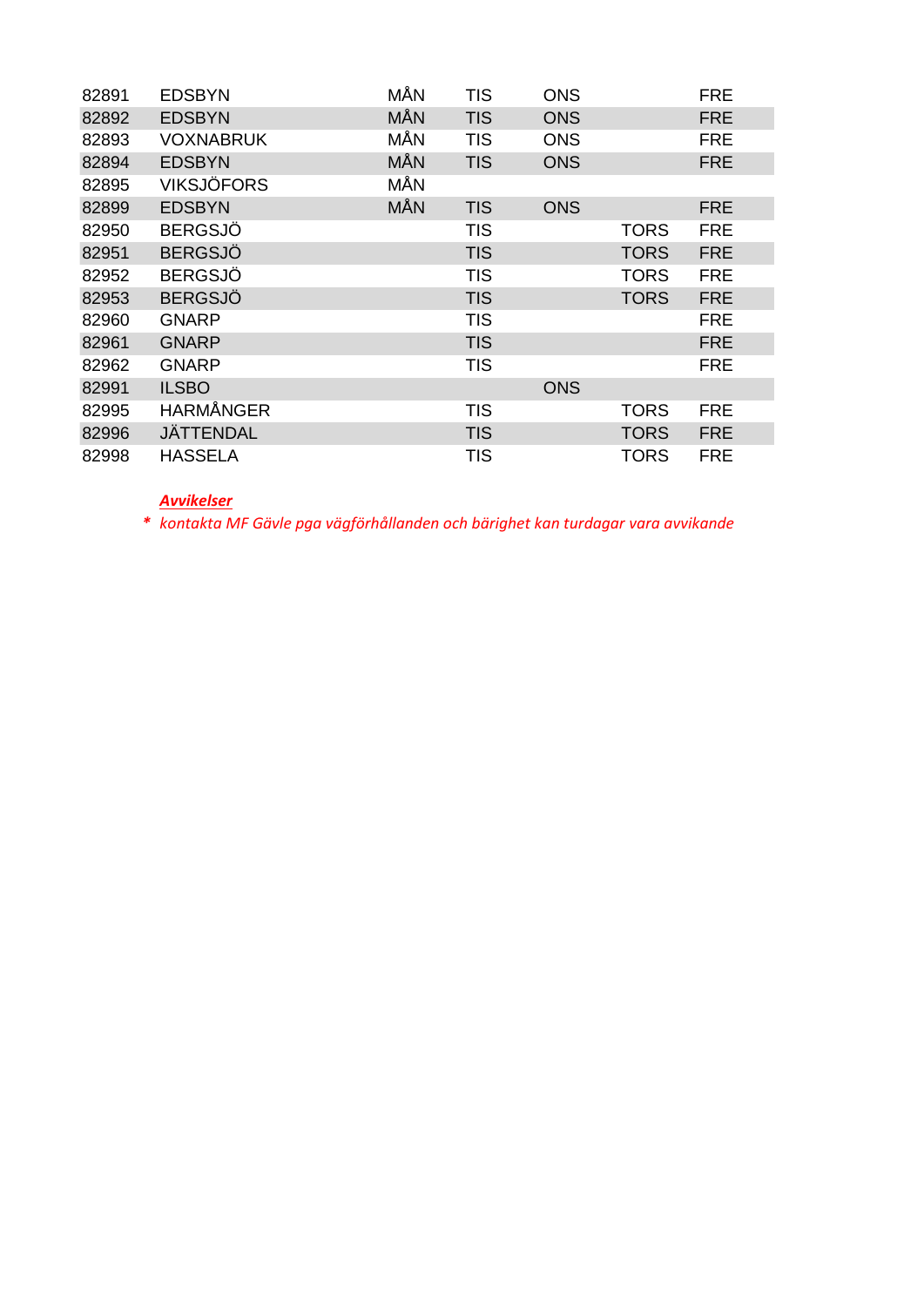| | | | | | | |
|---|---|---|---|---|---|---|
| 82891 | EDSBYN | MÅN | TIS | ONS | | FRE |
| 82892 | EDSBYN | MÅN | TIS | ONS | | FRE |
| 82893 | VOXNABRUK | MÅN | TIS | ONS | | FRE |
| 82894 | EDSBYN | MÅN | TIS | ONS | | FRE |
| 82895 | VIKSJÖFORS | MÅN | | | | |
| 82899 | EDSBYN | MÅN | TIS | ONS | | FRE |
| 82950 | BERGSJÖ | | TIS | | TORS | FRE |
| 82951 | BERGSJÖ | | TIS | | TORS | FRE |
| 82952 | BERGSJÖ | | TIS | | TORS | FRE |
| 82953 | BERGSJÖ | | TIS | | TORS | FRE |
| 82960 | GNARP | | TIS | | | FRE |
| 82961 | GNARP | | TIS | | | FRE |
| 82962 | GNARP | | TIS | | | FRE |
| 82991 | ILSBO | | | ONS | | |
| 82995 | HARMÅNGER | | TIS | | TORS | FRE |
| 82996 | JÄTTENDAL | | TIS | | TORS | FRE |
| 82998 | HASSELA | | TIS | | TORS | FRE |

***Avvikelser***

***** *kontakta MF Gävle pga vägförhållanden och bärighet kan turdagar vara avvikande*